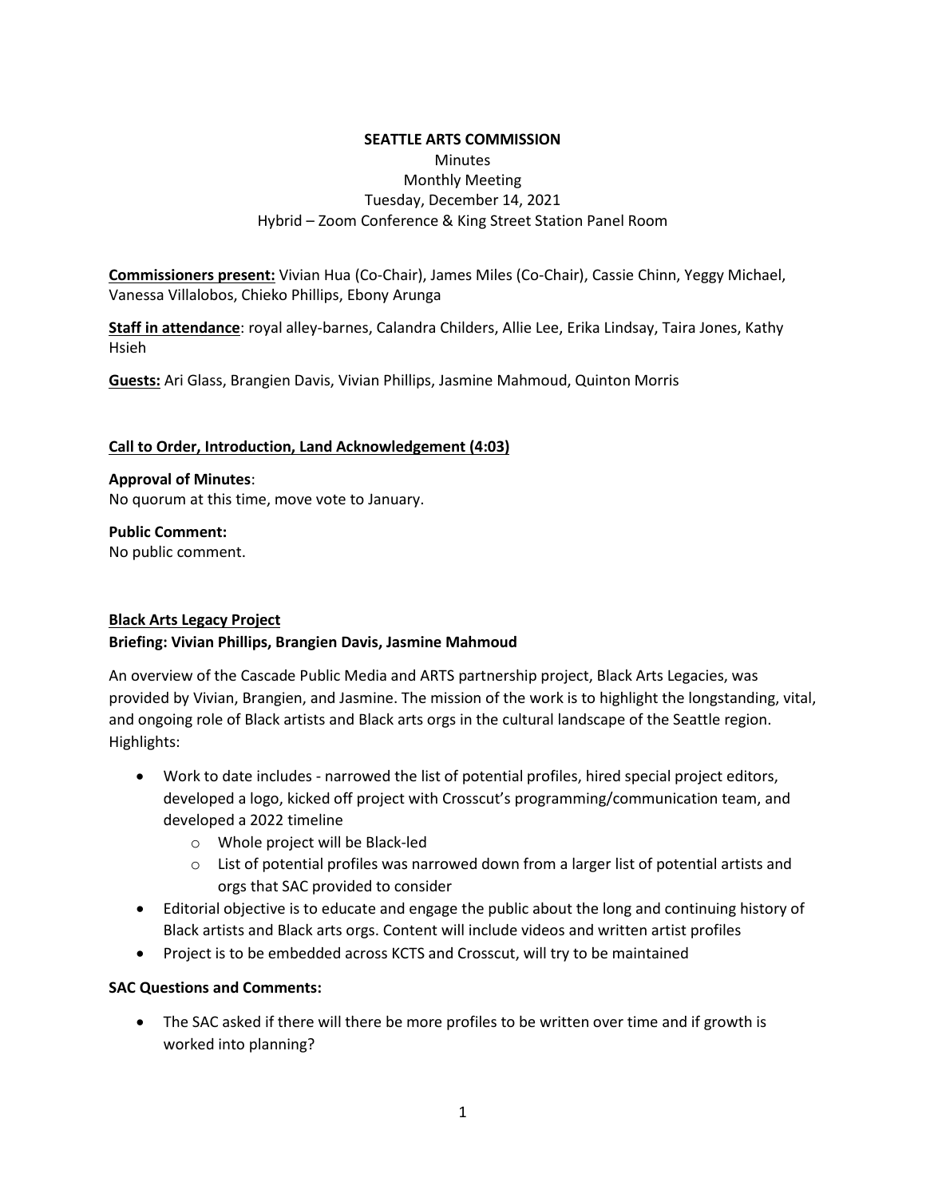**SEATTLE ARTS COMMISSION**

Minutes
Monthly Meeting
Tuesday, December 14, 2021
Hybrid – Zoom Conference & King Street Station Panel Room

**Commissioners present:** Vivian Hua (Co-Chair), James Miles (Co-Chair), Cassie Chinn, Yeggy Michael, Vanessa Villalobos, Chieko Phillips, Ebony Arunga

**Staff in attendance**: royal alley-barnes, Calandra Childers, Allie Lee, Erika Lindsay, Taira Jones, Kathy Hsieh

**Guests:** Ari Glass, Brangien Davis, Vivian Phillips, Jasmine Mahmoud, Quinton Morris

**Call to Order, Introduction, Land Acknowledgement (4:03)**

**Approval of Minutes**:
No quorum at this time, move vote to January.

**Public Comment:**
No public comment.

**Black Arts Legacy Project**
**Briefing: Vivian Phillips, Brangien Davis, Jasmine Mahmoud**

An overview of the Cascade Public Media and ARTS partnership project, Black Arts Legacies, was provided by Vivian, Brangien, and Jasmine. The mission of the work is to highlight the longstanding, vital, and ongoing role of Black artists and Black arts orgs in the cultural landscape of the Seattle region. Highlights:

- Work to date includes - narrowed the list of potential profiles, hired special project editors, developed a logo, kicked off project with Crosscut's programming/communication team, and developed a 2022 timeline
  - Whole project will be Black-led
  - List of potential profiles was narrowed down from a larger list of potential artists and orgs that SAC provided to consider
- Editorial objective is to educate and engage the public about the long and continuing history of Black artists and Black arts orgs. Content will include videos and written artist profiles
- Project is to be embedded across KCTS and Crosscut, will try to be maintained

**SAC Questions and Comments:**

- The SAC asked if there will there be more profiles to be written over time and if growth is worked into planning?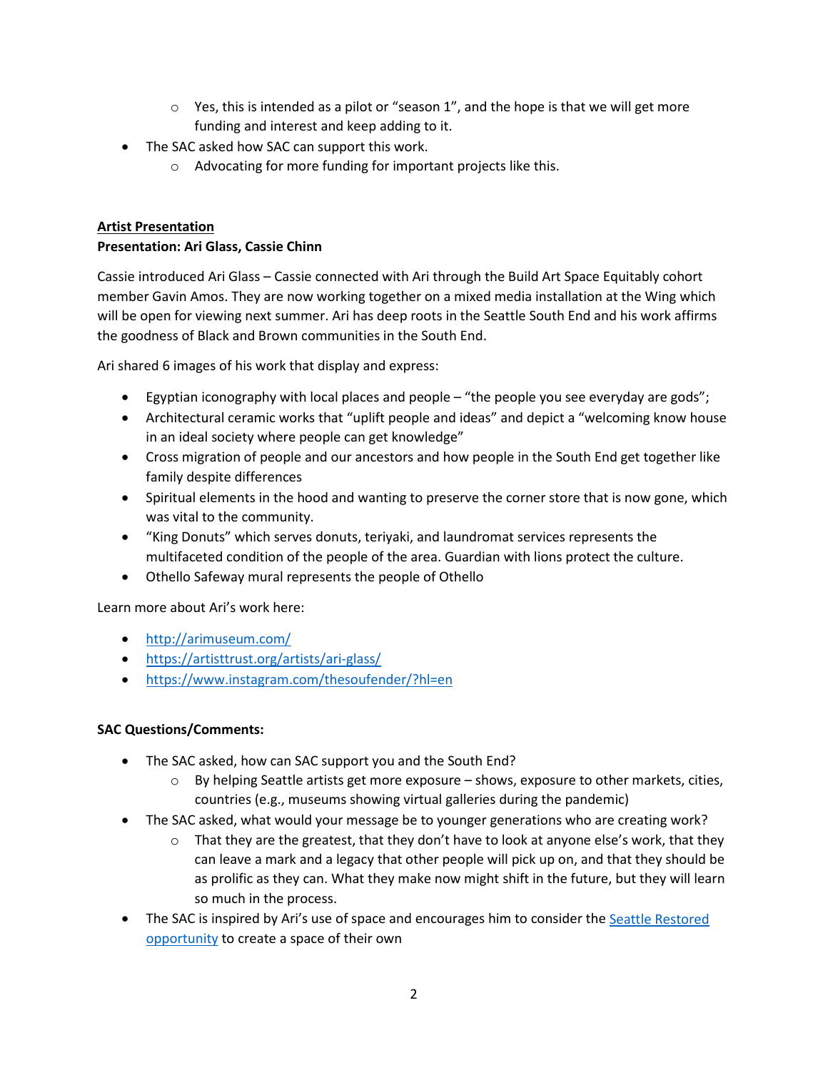- Yes, this is intended as a pilot or "season 1", and the hope is that we will get more funding and interest and keep adding to it.
- The SAC asked how SAC can support this work.
    - Advocating for more funding for important projects like this.

<u>**Artist Presentation**</u>

**Presentation: Ari Glass, Cassie Chinn**

Cassie introduced Ari Glass – Cassie connected with Ari through the Build Art Space Equitably cohort member Gavin Amos. They are now working together on a mixed media installation at the Wing which will be open for viewing next summer. Ari has deep roots in the Seattle South End and his work affirms the goodness of Black and Brown communities in the South End.

Ari shared 6 images of his work that display and express:

- Egyptian iconography with local places and people – "the people you see everyday are gods";
- Architectural ceramic works that "uplift people and ideas" and depict a "welcoming know house in an ideal society where people can get knowledge"
- Cross migration of people and our ancestors and how people in the South End get together like family despite differences
- Spiritual elements in the hood and wanting to preserve the corner store that is now gone, which was vital to the community.
- "King Donuts" which serves donuts, teriyaki, and laundromat services represents the multifaceted condition of the people of the area. Guardian with lions protect the culture.
- Othello Safeway mural represents the people of Othello

Learn more about Ari's work here:

- [http://arimuseum.com/](http://arimuseum.com/)
- [https://artisttrust.org/artists/ari-glass/](https://artisttrust.org/artists/ari-glass/)
- [https://www.instagram.com/thesoufender/?hl=en](https://www.instagram.com/thesoufender/?hl=en)

**SAC Questions/Comments:**

- The SAC asked, how can SAC support you and the South End?
    - By helping Seattle artists get more exposure – shows, exposure to other markets, cities, countries (e.g., museums showing virtual galleries during the pandemic)
- The SAC asked, what would your message be to younger generations who are creating work?
    - That they are the greatest, that they don't have to look at anyone else's work, that they can leave a mark and a legacy that other people will pick up on, and that they should be as prolific as they can. What they make now might shift in the future, but they will learn so much in the process.
- The SAC is inspired by Ari's use of space and encourages him to consider the Seattle Restored opportunity to create a space of their own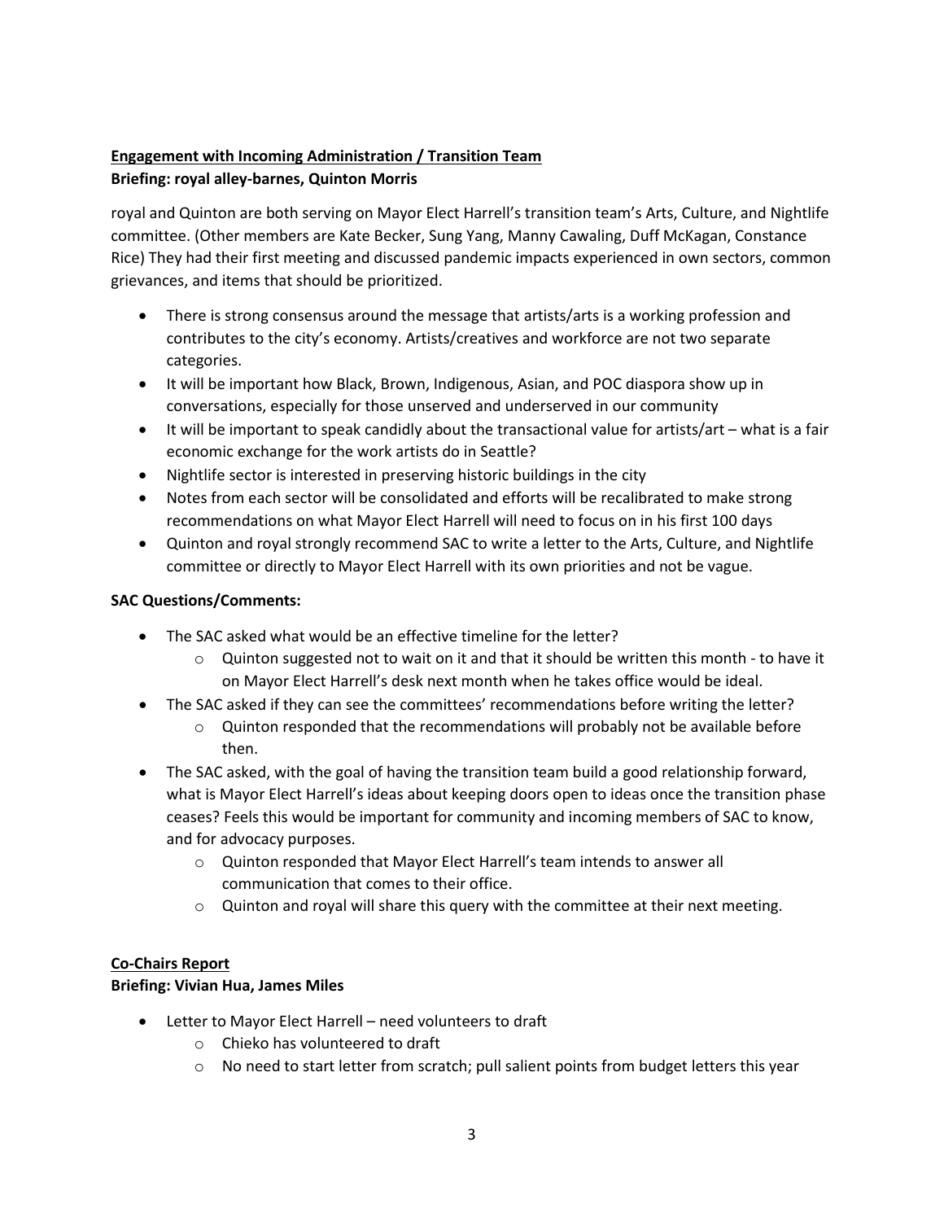**Engagement with Incoming Administration / Transition Team**

**Briefing: royal alley-barnes, Quinton Morris**

royal and Quinton are both serving on Mayor Elect Harrell's transition team's Arts, Culture, and Nightlife committee. (Other members are Kate Becker, Sung Yang, Manny Cawaling, Duff McKagan, Constance Rice) They had their first meeting and discussed pandemic impacts experienced in own sectors, common grievances, and items that should be prioritized.

- There is strong consensus around the message that artists/arts is a working profession and contributes to the city's economy. Artists/creatives and workforce are not two separate categories.
- It will be important how Black, Brown, Indigenous, Asian, and POC diaspora show up in conversations, especially for those unserved and underserved in our community
- It will be important to speak candidly about the transactional value for artists/art – what is a fair economic exchange for the work artists do in Seattle?
- Nightlife sector is interested in preserving historic buildings in the city
- Notes from each sector will be consolidated and efforts will be recalibrated to make strong recommendations on what Mayor Elect Harrell will need to focus on in his first 100 days
- Quinton and royal strongly recommend SAC to write a letter to the Arts, Culture, and Nightlife committee or directly to Mayor Elect Harrell with its own priorities and not be vague.

**SAC Questions/Comments:**

- The SAC asked what would be an effective timeline for the letter?
  - Quinton suggested not to wait on it and that it should be written this month - to have it on Mayor Elect Harrell's desk next month when he takes office would be ideal.
- The SAC asked if they can see the committees' recommendations before writing the letter?
  - Quinton responded that the recommendations will probably not be available before then.
- The SAC asked, with the goal of having the transition team build a good relationship forward, what is Mayor Elect Harrell's ideas about keeping doors open to ideas once the transition phase ceases? Feels this would be important for community and incoming members of SAC to know, and for advocacy purposes.
  - Quinton responded that Mayor Elect Harrell's team intends to answer all communication that comes to their office.
  - Quinton and royal will share this query with the committee at their next meeting.

**Co-Chairs Report**

**Briefing: Vivian Hua, James Miles**

- Letter to Mayor Elect Harrell – need volunteers to draft
  - Chieko has volunteered to draft
  - No need to start letter from scratch; pull salient points from budget letters this year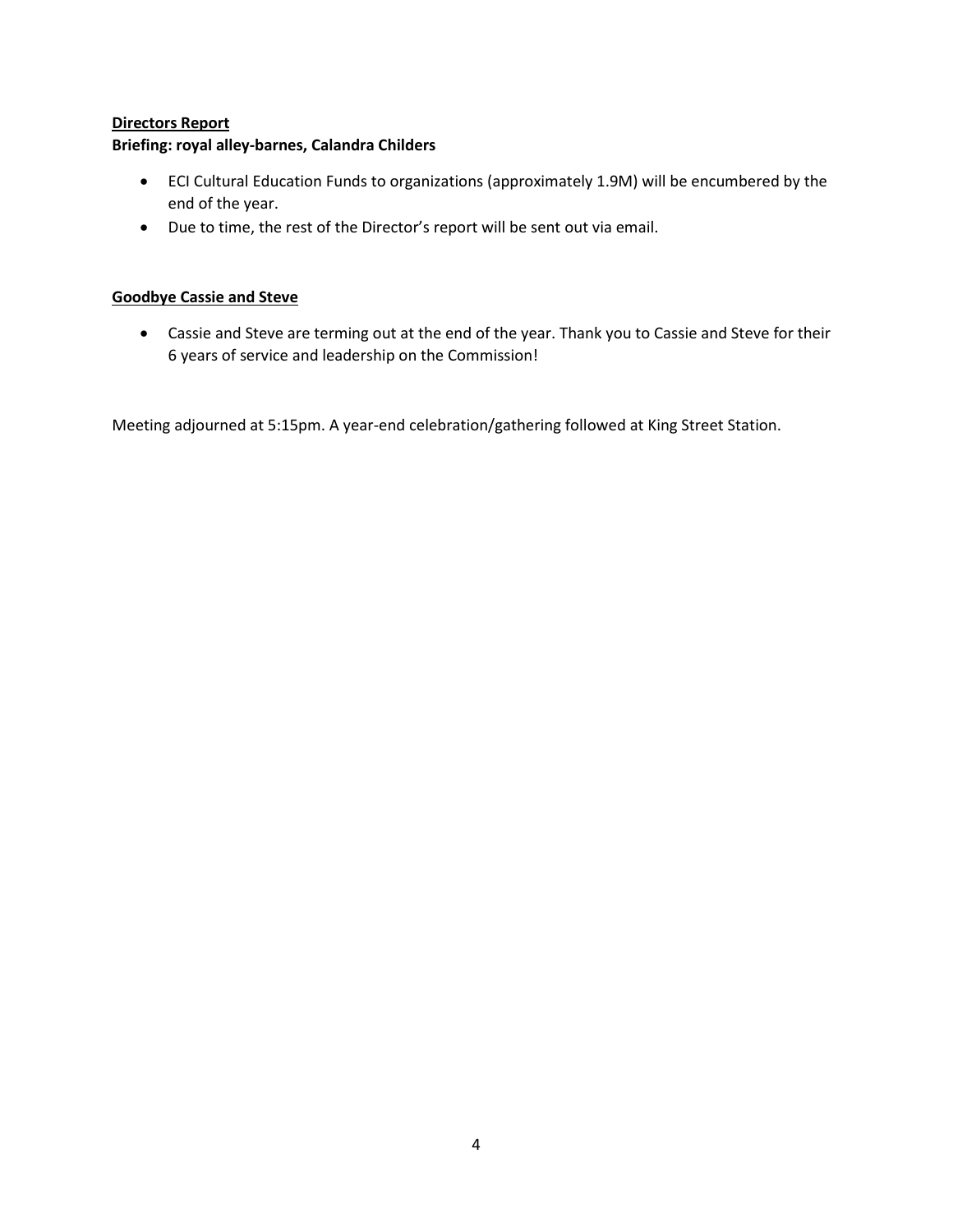**Directors Report**

**Briefing: royal alley-barnes, Calandra Childers**

- ECI Cultural Education Funds to organizations (approximately 1.9M) will be encumbered by the end of the year.
- Due to time, the rest of the Director's report will be sent out via email.

**Goodbye Cassie and Steve**

- Cassie and Steve are terming out at the end of the year. Thank you to Cassie and Steve for their 6 years of service and leadership on the Commission!

Meeting adjourned at 5:15pm. A year-end celebration/gathering followed at King Street Station.